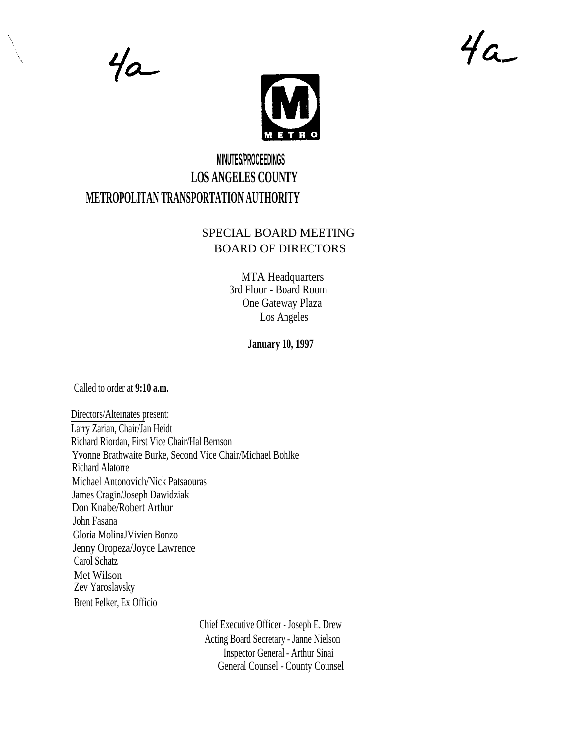4a

4a

# MINUTES/PROCEEDINGS
# LOS ANGELES COUNTY
# METROPOLITAN TRANSPORTATION AUTHORITY

SPECIAL BOARD MEETING
BOARD OF DIRECTORS

MTA Headquarters
3rd Floor - Board Room
One Gateway Plaza
Los Angeles

**January 10, 1997**

Called to order at **9:10 a.m.**

Directors/Alternates present:
Larry Zarian, Chair/Jan Heidt
Richard Riordan, First Vice Chair/Hal Bernson
Yvonne Brathwaite Burke, Second Vice Chair/Michael Bohlke
Richard Alatorre
Michael Antonovich/Nick Patsaouras
James Cragin/Joseph Dawidziak
Don Knabe/Robert Arthur
John Fasana
Gloria MolinaJVivien Bonzo
Jenny Oropeza/Joyce Lawrence
Carol Schatz
Met Wilson
Zev Yaroslavsky
Brent Felker, Ex Officio

Chief Executive Officer - Joseph E. Drew
Acting Board Secretary - Janne Nielson
Inspector General - Arthur Sinai
General Counsel - County Counsel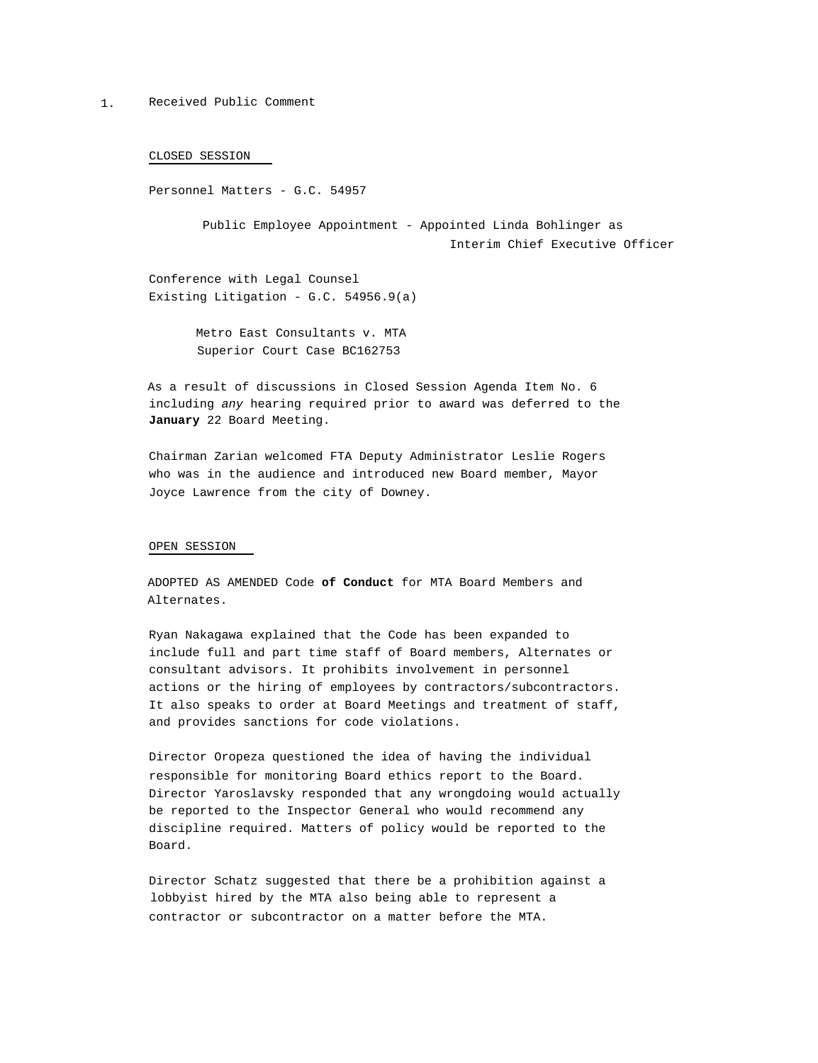1. Received Public Comment

<u>CLOSED SESSION</u>

Personnel Matters - G.C. 54957

Public Employee Appointment - Appointed Linda Bohlinger as Interim Chief Executive Officer

Conference with Legal Counsel
Existing Litigation - G.C. 54956.9(a)

Metro East Consultants v. MTA
Superior Court Case BC162753

As a result of discussions in Closed Session Agenda Item No. 6 including *any* hearing required prior to award was deferred to the **January** 22 Board Meeting.

Chairman Zarian welcomed FTA Deputy Administrator Leslie Rogers who was in the audience and introduced new Board member, Mayor Joyce Lawrence from the city of Downey.

<u>OPEN SESSION</u>

ADOPTED AS AMENDED Code **of Conduct** for MTA Board Members and Alternates.

Ryan Nakagawa explained that the Code has been expanded to include full and part time staff of Board members, Alternates or consultant advisors. It prohibits involvement in personnel actions or the hiring of employees by contractors/subcontractors. It also speaks to order at Board Meetings and treatment of staff, and provides sanctions for code violations.

Director Oropeza questioned the idea of having the individual responsible for monitoring Board ethics report to the Board. Director Yaroslavsky responded that any wrongdoing would actually be reported to the Inspector General who would recommend any discipline required. Matters of policy would be reported to the Board.

Director Schatz suggested that there be a prohibition against a lobbyist hired by the MTA also being able to represent a contractor or subcontractor on a matter before the MTA.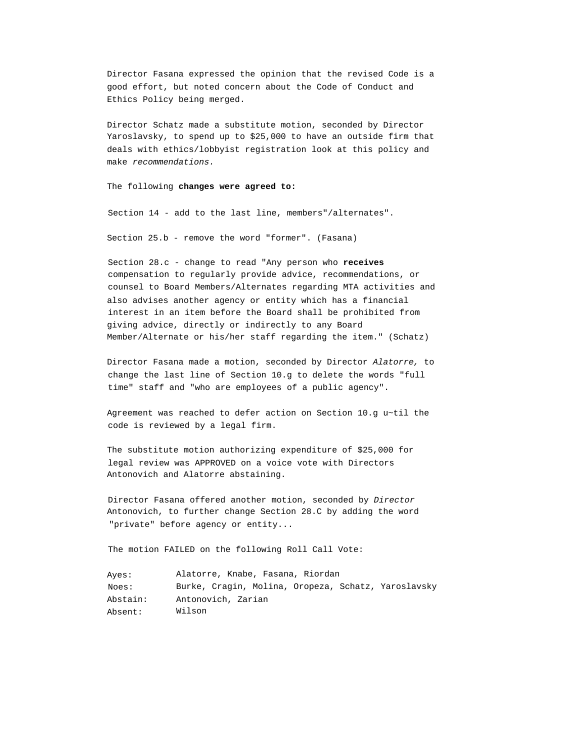Director Fasana expressed the opinion that the revised Code is a good effort, but noted concern about the Code of Conduct and Ethics Policy being merged.

Director Schatz made a substitute motion, seconded by Director Yaroslavsky, to spend up to $25,000 to have an outside firm that deals with ethics/lobbyist registration look at this policy and make *recommendations.*

The following **changes were agreed to:**

Section 14 - add to the last line, members"/alternates".

Section 25.b - remove the word "former". (Fasana)

Section 28.c - change to read "Any person who **receives** compensation to regularly provide advice, recommendations, or counsel to Board Members/Alternates regarding MTA activities and also advises another agency or entity which has a financial interest in an item before the Board shall be prohibited from giving advice, directly or indirectly to any Board Member/Alternate or his/her staff regarding the item." (Schatz)

Director Fasana made a motion, seconded by Director *Alatorre,* to change the last line of Section 10.g to delete the words "full time" staff and "who are employees of a public agency".

Agreement was reached to defer action on Section 10.g u~til the code is reviewed by a legal firm.

The substitute motion authorizing expenditure of $25,000 for legal review was APPROVED on a voice vote with Directors Antonovich and Alatorre abstaining.

Director Fasana offered another motion, seconded by *Director* Antonovich, to further change Section 28.C by adding the word "private" before agency or entity...

The motion FAILED on the following Roll Call Vote:

| | |
|---|---|
| Ayes: | Alatorre, Knabe, Fasana, Riordan |
| Noes: | Burke, Cragin, Molina, Oropeza, Schatz, Yaroslavsky |
| Abstain: | Antonovich, Zarian |
| Absent: | Wilson |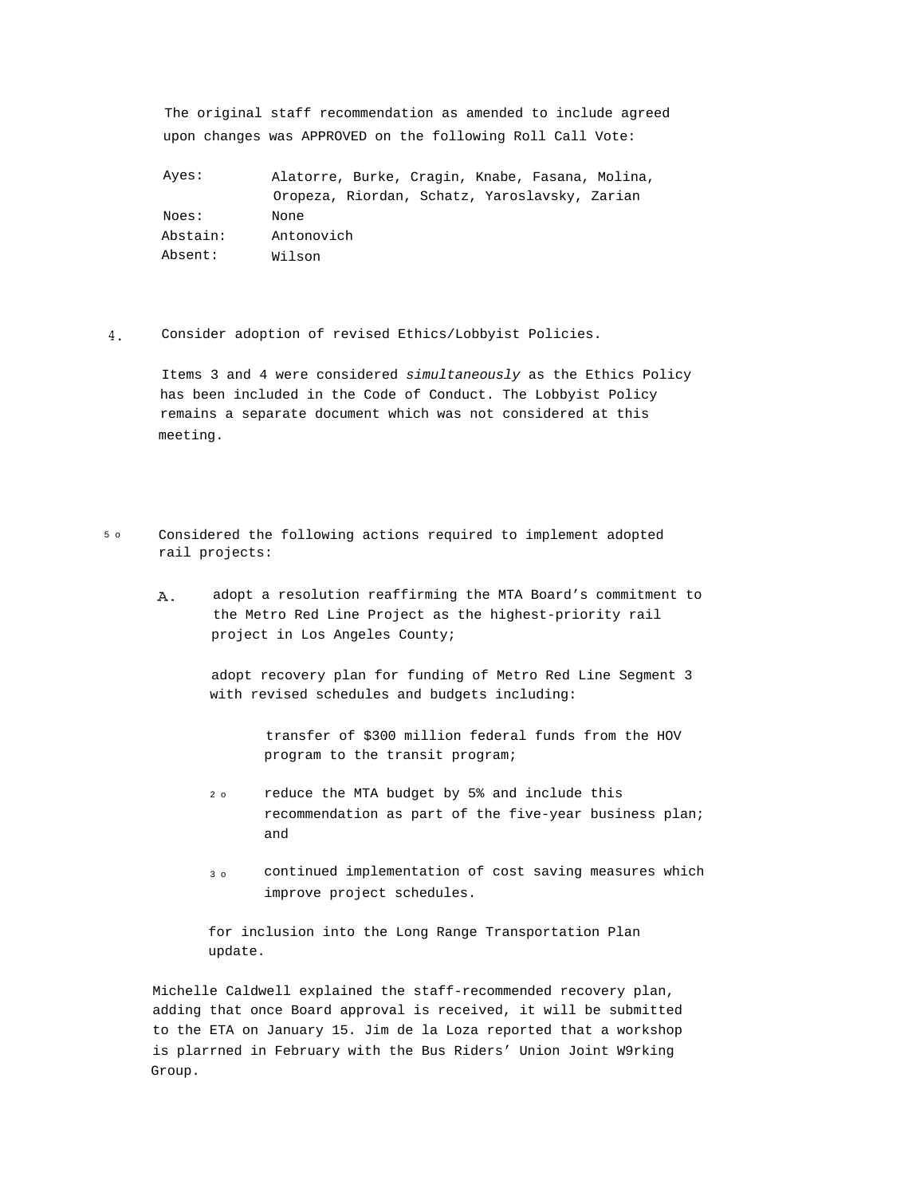The original staff recommendation as amended to include agreed upon changes was APPROVED on the following Roll Call Vote:

| | |
|---|---|
| Ayes: | Alatorre, Burke, Cragin, Knabe, Fasana, Molina, Oropeza, Riordan, Schatz, Yaroslavsky, Zarian |
| Noes: | None |
| Abstain: | Antonovich |
| Absent: | Wilson |

4. Consider adoption of revised Ethics/Lobbyist Policies.

Items 3 and 4 were considered *simultaneously* as the Ethics Policy has been included in the Code of Conduct. The Lobbyist Policy remains a separate document which was not considered at this meeting.

5. Considered the following actions required to implement adopted rail projects:

A. adopt a resolution reaffirming the MTA Board's commitment to the Metro Red Line Project as the highest-priority rail project in Los Angeles County;

adopt recovery plan for funding of Metro Red Line Segment 3 with revised schedules and budgets including:

1. transfer of $300 million federal funds from the HOV program to the transit program;
2. reduce the MTA budget by 5% and include this recommendation as part of the five-year business plan; and
3. continued implementation of cost saving measures which improve project schedules.

for inclusion into the Long Range Transportation Plan update.

Michelle Caldwell explained the staff-recommended recovery plan, adding that once Board approval is received, it will be submitted to the ETA on January 15. Jim de la Loza reported that a workshop is plarrned in February with the Bus Riders' Union Joint W9rking Group.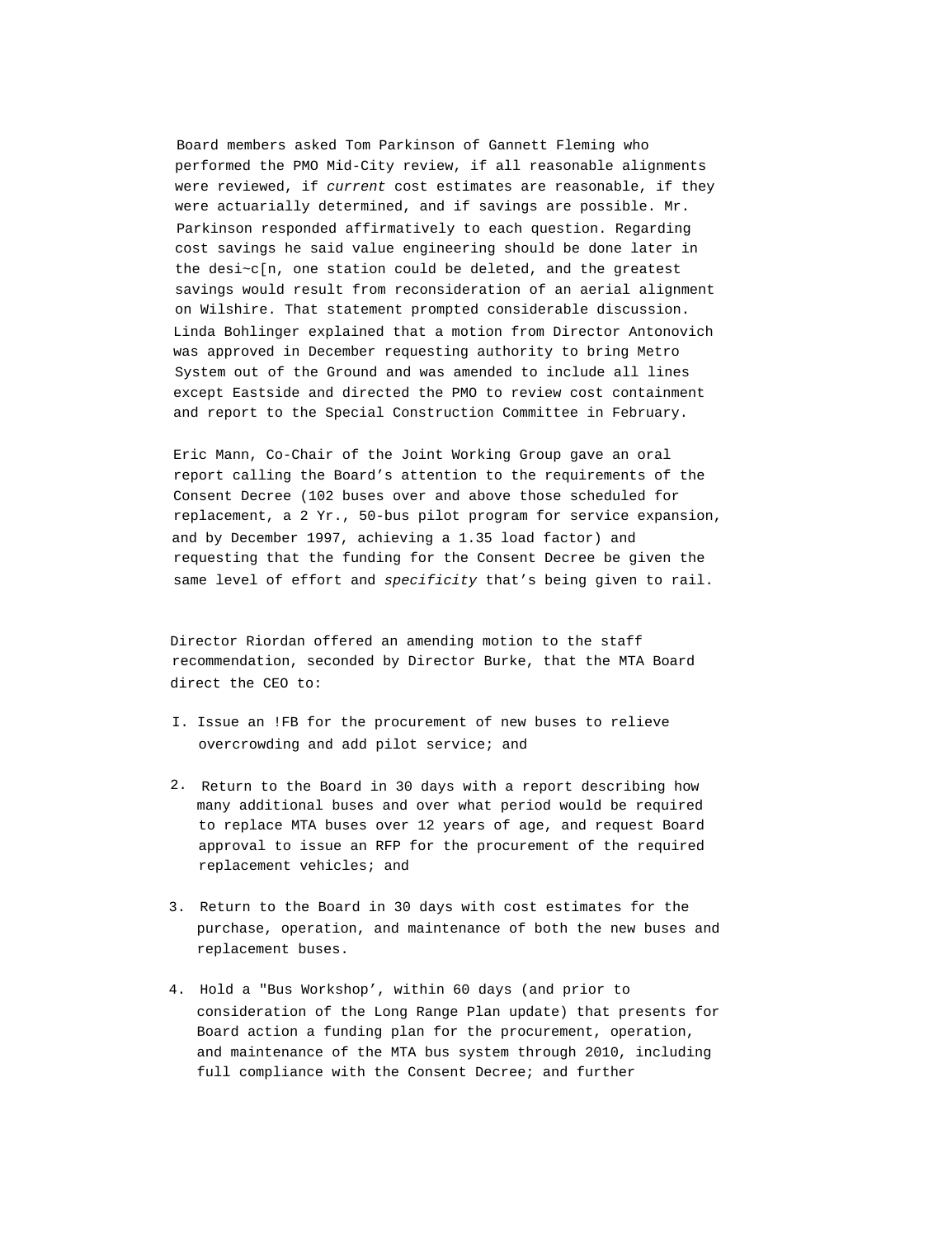Board members asked Tom Parkinson of Gannett Fleming who performed the PMO Mid-City review, if all reasonable alignments were reviewed, if *current* cost estimates are reasonable, if they were actuarially determined, and if savings are possible. Mr. Parkinson responded affirmatively to each question. Regarding cost savings he said value engineering should be done later in the desi~c[n, one station could be deleted, and the greatest savings would result from reconsideration of an aerial alignment on Wilshire. That statement prompted considerable discussion. Linda Bohlinger explained that a motion from Director Antonovich was approved in December requesting authority to bring Metro System out of the Ground and was amended to include all lines except Eastside and directed the PMO to review cost containment and report to the Special Construction Committee in February.

Eric Mann, Co-Chair of the Joint Working Group gave an oral report calling the Board's attention to the requirements of the Consent Decree (102 buses over and above those scheduled for replacement, a 2 Yr., 50-bus pilot program for service expansion, and by December 1997, achieving a 1.35 load factor) and requesting that the funding for the Consent Decree be given the same level of effort and *specificity* that's being given to rail.

Director Riordan offered an amending motion to the staff recommendation, seconded by Director Burke, that the MTA Board direct the CEO to:

I. Issue an !FB for the procurement of new buses to relieve overcrowding and add pilot service; and

2. Return to the Board in 30 days with a report describing how many additional buses and over what period would be required to replace MTA buses over 12 years of age, and request Board approval to issue an RFP for the procurement of the required replacement vehicles; and

3. Return to the Board in 30 days with cost estimates for the purchase, operation, and maintenance of both the new buses and replacement buses.

4. Hold a "Bus Workshop', within 60 days (and prior to consideration of the Long Range Plan update) that presents for Board action a funding plan for the procurement, operation, and maintenance of the MTA bus system through 2010, including full compliance with the Consent Decree; and further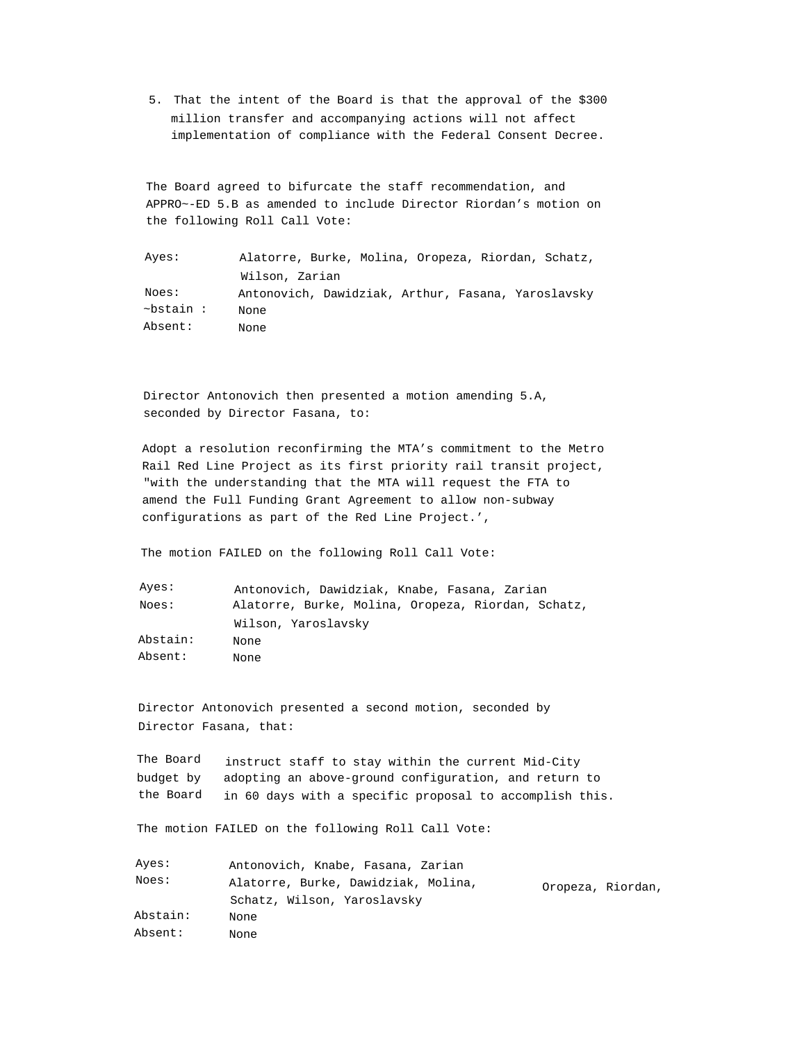5. That the intent of the Board is that the approval of the $300 million transfer and accompanying actions will not affect implementation of compliance with the Federal Consent Decree.

The Board agreed to bifurcate the staff recommendation, and APPRO~-ED 5.B as amended to include Director Riordan's motion on the following Roll Call Vote:

| | |
|---|---|
| Ayes: | Alatorre, Burke, Molina, Oropeza, Riordan, Schatz, Wilson, Zarian |
| Noes: | Antonovich, Dawidziak, Arthur, Fasana, Yaroslavsky |
| ~bstain : | None |
| Absent: | None |

Director Antonovich then presented a motion amending 5.A, seconded by Director Fasana, to:

Adopt a resolution reconfirming the MTA's commitment to the Metro Rail Red Line Project as its first priority rail transit project, "with the understanding that the MTA will request the FTA to amend the Full Funding Grant Agreement to allow non-subway configurations as part of the Red Line Project.',

The motion FAILED on the following Roll Call Vote:

| | |
|---|---|
| Ayes: | Antonovich, Dawidziak, Knabe, Fasana, Zarian |
| Noes: | Alatorre, Burke, Molina, Oropeza, Riordan, Schatz, Wilson, Yaroslavsky |
| Abstain: | None |
| Absent: | None |

Director Antonovich presented a second motion, seconded by Director Fasana, that:

The Board instruct staff to stay within the current Mid-City budget by adopting an above-ground configuration, and return to the Board in 60 days with a specific proposal to accomplish this.

The motion FAILED on the following Roll Call Vote:

| | |
|---|---|
| Ayes: | Antonovich, Knabe, Fasana, Zarian |
| Noes: | Alatorre, Burke, Dawidziak, Molina, Oropeza, Riordan, Schatz, Wilson, Yaroslavsky |
| Abstain: | None |
| Absent: | None |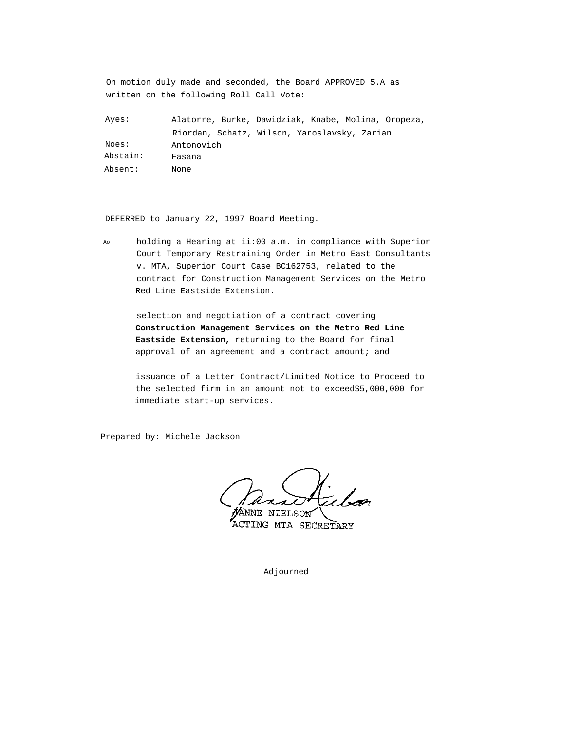On motion duly made and seconded, the Board APPROVED 5.A as written on the following Roll Call Vote:

| | |
|---|---|
| Ayes: | Alatorre, Burke, Dawidziak, Knabe, Molina, Oropeza, Riordan, Schatz, Wilson, Yaroslavsky, Zarian |
| Noes: | Antonovich |
| Abstain: | Fasana |
| Absent: | None |

DEFERRED to January 22, 1997 Board Meeting.

Ao holding a Hearing at ii:00 a.m. in compliance with Superior Court Temporary Restraining Order in Metro East Consultants v. MTA, Superior Court Case BC162753, related to the contract for Construction Management Services on the Metro Red Line Eastside Extension.

selection and negotiation of a contract covering **Construction Management Services on the Metro Red Line Eastside Extension,** returning to the Board for final approval of an agreement and a contract amount; and

issuance of a Letter Contract/Limited Notice to Proceed to the selected firm in an amount not to exceedS5,000,000 for immediate start-up services.

Prepared by: Michele Jackson

JANNE NIELSON
ACTING MTA SECRETARY

Adjourned